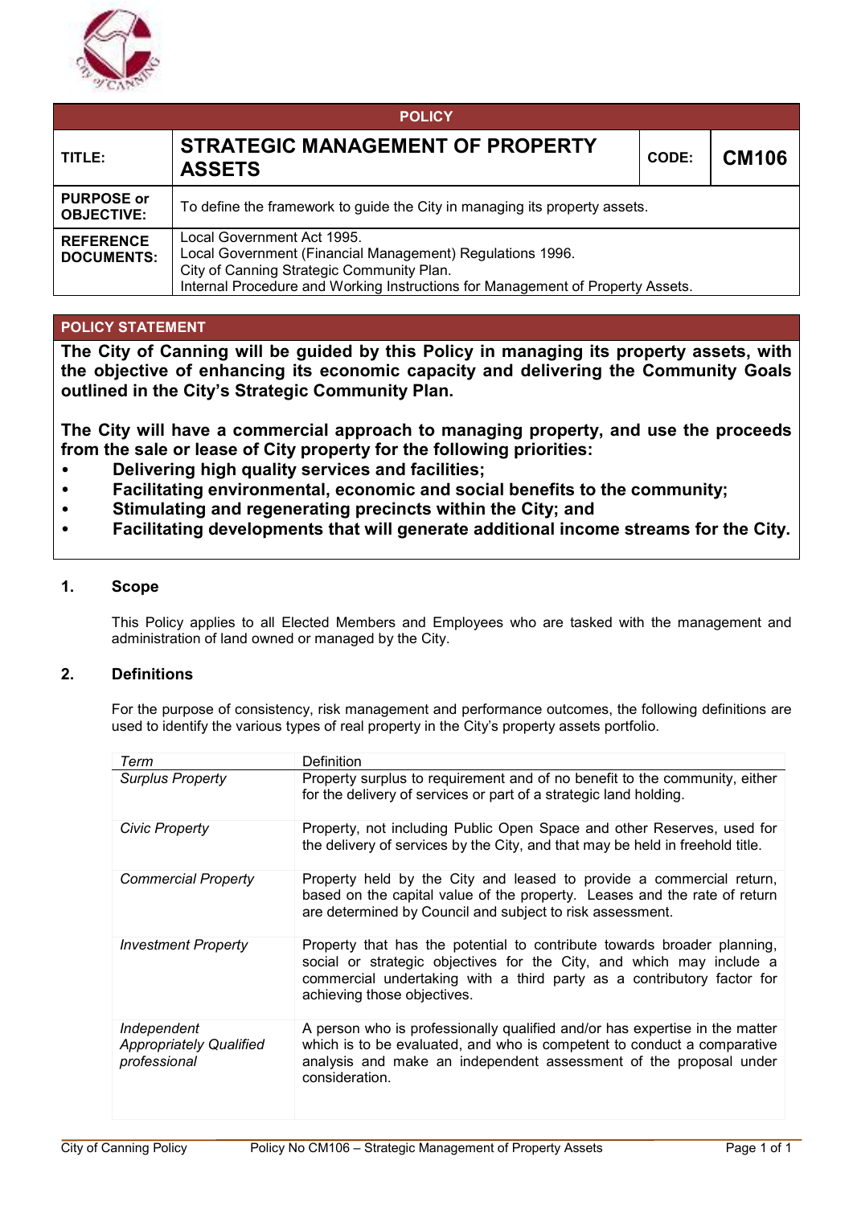| POLICY | | | |
|---|---|---|---|
| **TITLE:** | **STRATEGIC MANAGEMENT OF PROPERTY ASSETS** | **CODE:** | **CM106** |
| **PURPOSE or OBJECTIVE:** | To define the framework to guide the City in managing its property assets. | | |
| **REFERENCE DOCUMENTS:** | Local Government Act 1995.<br>Local Government (Financial Management) Regulations 1996.<br>City of Canning Strategic Community Plan.<br>Internal Procedure and Working Instructions for Management of Property Assets. | | |

## POLICY STATEMENT

**The City of Canning will be guided by this Policy in managing its property assets, with the objective of enhancing its economic capacity and delivering the Community Goals outlined in the City's Strategic Community Plan.**

**The City will have a commercial approach to managing property, and use the proceeds from the sale or lease of City property for the following priorities:**

- **Delivering high quality services and facilities;**
- **Facilitating environmental, economic and social benefits to the community;**
- **Stimulating and regenerating precincts within the City; and**
- **Facilitating developments that will generate additional income streams for the City.**

## 1. Scope

This Policy applies to all Elected Members and Employees who are tasked with the management and administration of land owned or managed by the City.

## 2. Definitions

For the purpose of consistency, risk management and performance outcomes, the following definitions are used to identify the various types of real property in the City's property assets portfolio.

| *Term* | Definition |
|---|---|
| *Surplus Property* | Property surplus to requirement and of no benefit to the community, either for the delivery of services or part of a strategic land holding. |
| *Civic Property* | Property, not including Public Open Space and other Reserves, used for the delivery of services by the City, and that may be held in freehold title. |
| *Commercial Property* | Property held by the City and leased to provide a commercial return, based on the capital value of the property. Leases and the rate of return are determined by Council and subject to risk assessment. |
| *Investment Property* | Property that has the potential to contribute towards broader planning, social or strategic objectives for the City, and which may include a commercial undertaking with a third party as a contributory factor for achieving those objectives. |
| *Independent Appropriately Qualified professional* | A person who is professionally qualified and/or has expertise in the matter which is to be evaluated, and who is competent to conduct a comparative analysis and make an independent assessment of the proposal under consideration. |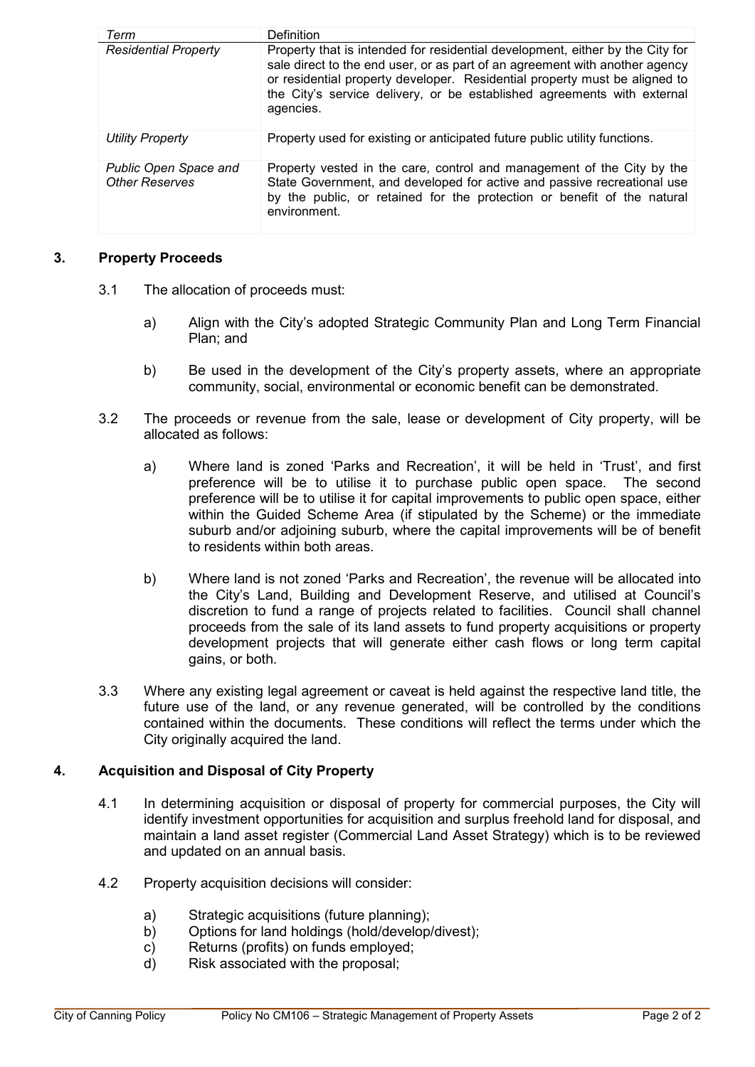| *Term* | Definition |
|---|---|
| *Residential Property* | Property that is intended for residential development, either by the City for sale direct to the end user, or as part of an agreement with another agency or residential property developer. Residential property must be aligned to the City's service delivery, or be established agreements with external agencies. |
| *Utility Property* | Property used for existing or anticipated future public utility functions. |
| *Public Open Space and Other Reserves* | Property vested in the care, control and management of the City by the State Government, and developed for active and passive recreational use by the public, or retained for the protection or benefit of the natural environment. |

## 3. Property Proceeds

3.1 The allocation of proceeds must:

a) Align with the City's adopted Strategic Community Plan and Long Term Financial Plan; and

b) Be used in the development of the City's property assets, where an appropriate community, social, environmental or economic benefit can be demonstrated.

3.2 The proceeds or revenue from the sale, lease or development of City property, will be allocated as follows:

a) Where land is zoned 'Parks and Recreation', it will be held in 'Trust', and first preference will be to utilise it to purchase public open space. The second preference will be to utilise it for capital improvements to public open space, either within the Guided Scheme Area (if stipulated by the Scheme) or the immediate suburb and/or adjoining suburb, where the capital improvements will be of benefit to residents within both areas.

b) Where land is not zoned 'Parks and Recreation', the revenue will be allocated into the City's Land, Building and Development Reserve, and utilised at Council's discretion to fund a range of projects related to facilities. Council shall channel proceeds from the sale of its land assets to fund property acquisitions or property development projects that will generate either cash flows or long term capital gains, or both.

3.3 Where any existing legal agreement or caveat is held against the respective land title, the future use of the land, or any revenue generated, will be controlled by the conditions contained within the documents. These conditions will reflect the terms under which the City originally acquired the land.

## 4. Acquisition and Disposal of City Property

4.1 In determining acquisition or disposal of property for commercial purposes, the City will identify investment opportunities for acquisition and surplus freehold land for disposal, and maintain a land asset register (Commercial Land Asset Strategy) which is to be reviewed and updated on an annual basis.

4.2 Property acquisition decisions will consider:

a) Strategic acquisitions (future planning);
b) Options for land holdings (hold/develop/divest);
c) Returns (profits) on funds employed;
d) Risk associated with the proposal;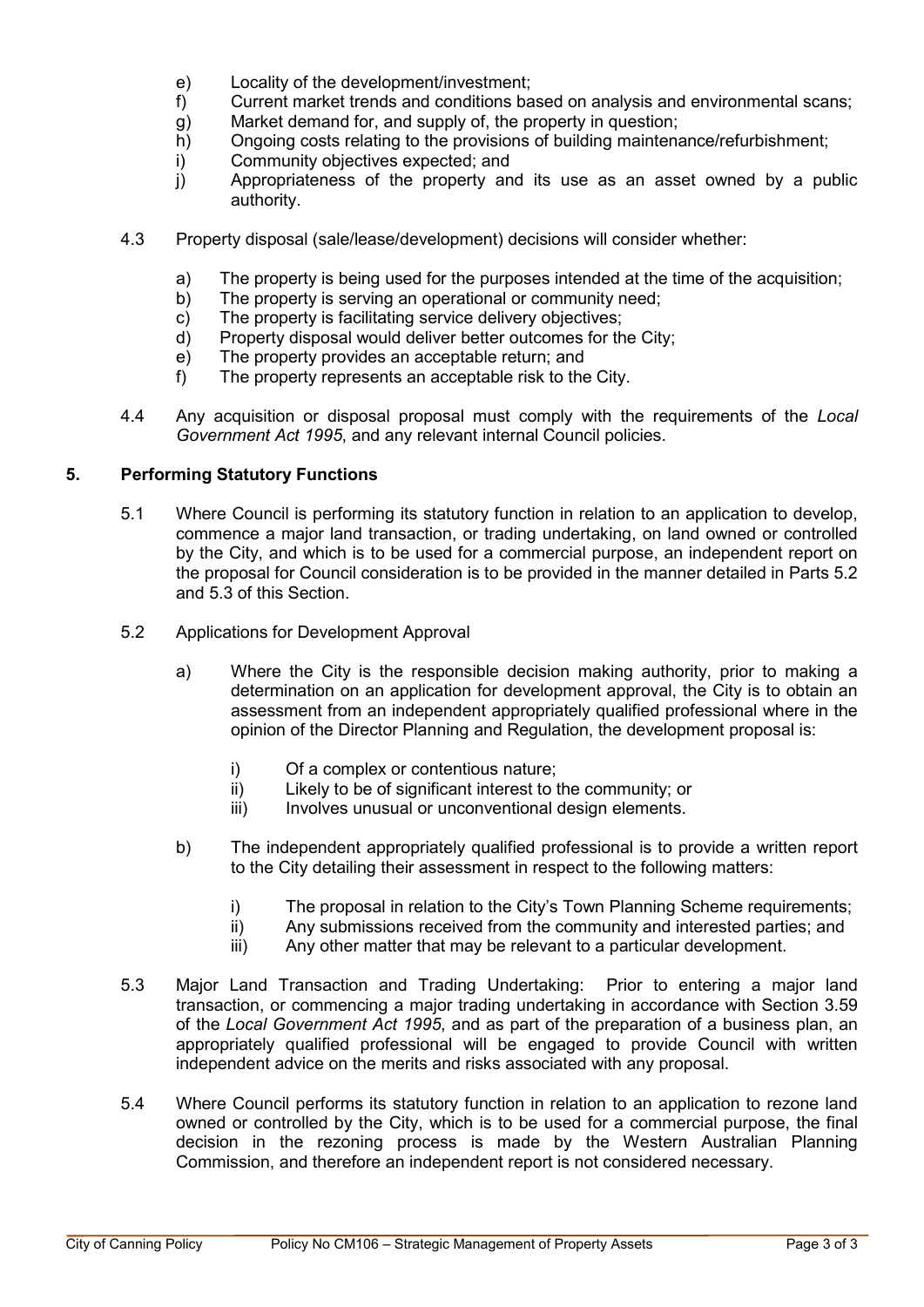e) Locality of the development/investment;
f) Current market trends and conditions based on analysis and environmental scans;
g) Market demand for, and supply of, the property in question;
h) Ongoing costs relating to the provisions of building maintenance/refurbishment;
i) Community objectives expected; and
j) Appropriateness of the property and its use as an asset owned by a public authority.

4.3 Property disposal (sale/lease/development) decisions will consider whether:

a) The property is being used for the purposes intended at the time of the acquisition;
b) The property is serving an operational or community need;
c) The property is facilitating service delivery objectives;
d) Property disposal would deliver better outcomes for the City;
e) The property provides an acceptable return; and
f) The property represents an acceptable risk to the City.

4.4 Any acquisition or disposal proposal must comply with the requirements of the *Local Government Act 1995*, and any relevant internal Council policies.

## 5. Performing Statutory Functions

5.1 Where Council is performing its statutory function in relation to an application to develop, commence a major land transaction, or trading undertaking, on land owned or controlled by the City, and which is to be used for a commercial purpose, an independent report on the proposal for Council consideration is to be provided in the manner detailed in Parts 5.2 and 5.3 of this Section.

5.2 Applications for Development Approval

a) Where the City is the responsible decision making authority, prior to making a determination on an application for development approval, the City is to obtain an assessment from an independent appropriately qualified professional where in the opinion of the Director Planning and Regulation, the development proposal is:

i) Of a complex or contentious nature;
ii) Likely to be of significant interest to the community; or
iii) Involves unusual or unconventional design elements.

b) The independent appropriately qualified professional is to provide a written report to the City detailing their assessment in respect to the following matters:

i) The proposal in relation to the City's Town Planning Scheme requirements;
ii) Any submissions received from the community and interested parties; and
iii) Any other matter that may be relevant to a particular development.

5.3 Major Land Transaction and Trading Undertaking: Prior to entering a major land transaction, or commencing a major trading undertaking in accordance with Section 3.59 of the *Local Government Act 1995*, and as part of the preparation of a business plan, an appropriately qualified professional will be engaged to provide Council with written independent advice on the merits and risks associated with any proposal.

5.4 Where Council performs its statutory function in relation to an application to rezone land owned or controlled by the City, which is to be used for a commercial purpose, the final decision in the rezoning process is made by the Western Australian Planning Commission, and therefore an independent report is not considered necessary.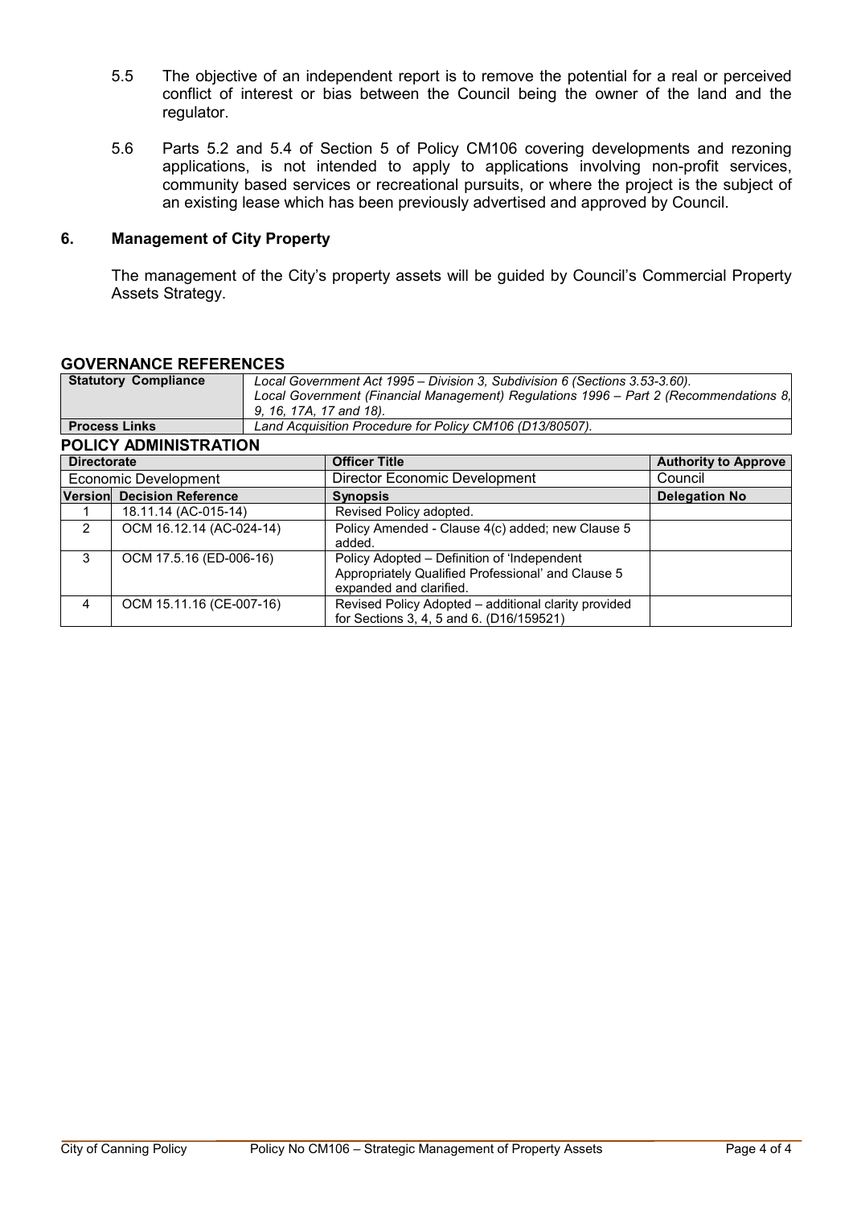5.5 The objective of an independent report is to remove the potential for a real or perceived conflict of interest or bias between the Council being the owner of the land and the regulator.

5.6 Parts 5.2 and 5.4 of Section 5 of Policy CM106 covering developments and rezoning applications, is not intended to apply to applications involving non-profit services, community based services or recreational pursuits, or where the project is the subject of an existing lease which has been previously advertised and approved by Council.

## 6. Management of City Property

The management of the City's property assets will be guided by Council's Commercial Property Assets Strategy.

### GOVERNANCE REFERENCES

| | |
|---|---|
| **Statutory Compliance** | *Local Government Act 1995 – Division 3, Subdivision 6 (Sections 3.53-3.60).* *Local Government (Financial Management) Regulations 1996 – Part 2 (Recommendations 8, 9, 16, 17A, 17 and 18).* |
| **Process Links** | *Land Acquisition Procedure for Policy CM106 (D13/80507).* |

### POLICY ADMINISTRATION

| **Directorate** | | **Officer Title** | **Authority to Approve** |
|---|---|---|---|
| Economic Development | | Director Economic Development | Council |
| **Version** | **Decision Reference** | **Synopsis** | **Delegation No** |
| 1 | 18.11.14 (AC-015-14) | Revised Policy adopted. | |
| 2 | OCM 16.12.14 (AC-024-14) | Policy Amended - Clause 4(c) added; new Clause 5 added. | |
| 3 | OCM 17.5.16 (ED-006-16) | Policy Adopted – Definition of 'Independent Appropriately Qualified Professional' and Clause 5 expanded and clarified. | |
| 4 | OCM 15.11.16 (CE-007-16) | Revised Policy Adopted – additional clarity provided for Sections 3, 4, 5 and 6. (D16/159521) | |